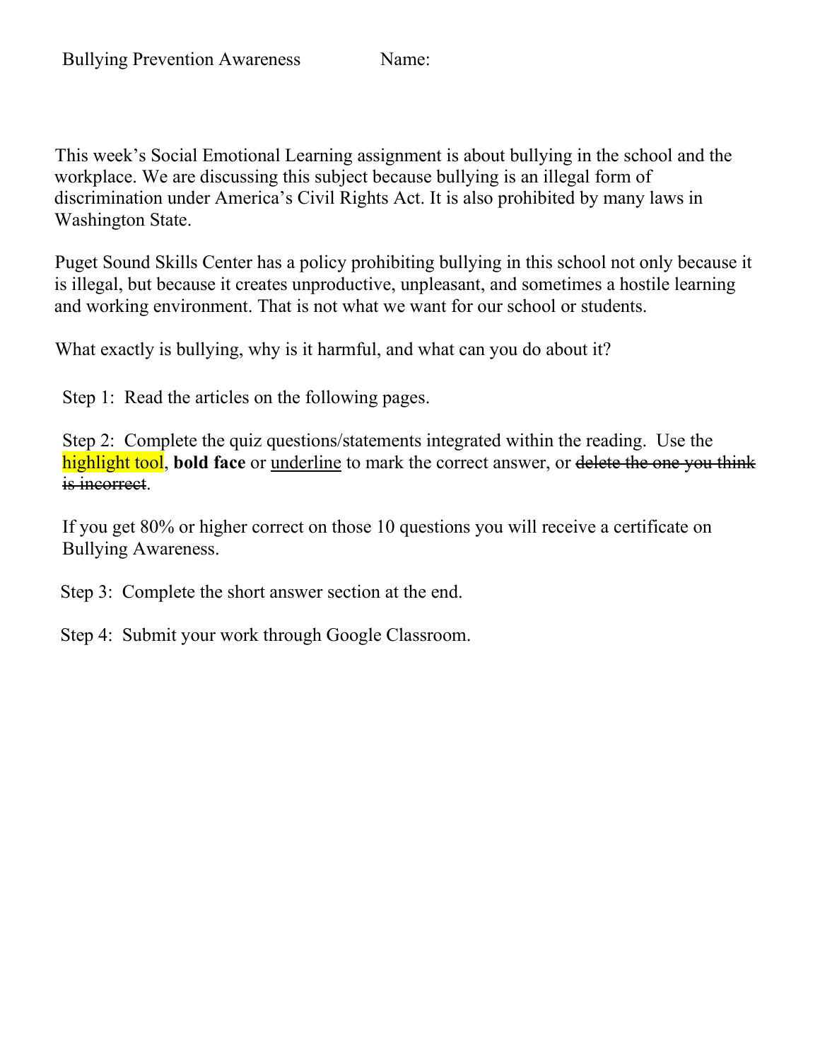Bullying Prevention Awareness Name:

This week's Social Emotional Learning assignment is about bullying in the school and the workplace. We are discussing this subject because bullying is an illegal form of discrimination under America's Civil Rights Act. It is also prohibited by many laws in Washington State.

Puget Sound Skills Center has a policy prohibiting bullying in this school not only because it is illegal, but because it creates unproductive, unpleasant, and sometimes a hostile learning and working environment. That is not what we want for our school or students.

What exactly is bullying, why is it harmful, and what can you do about it?

Step 1: Read the articles on the following pages.

Step 2: Complete the quiz questions/statements integrated within the reading. Use the highlight tool, **bold face** or <u>underline</u> to mark the correct answer, or ~~delete the one you think is incorrect~~.

If you get 80% or higher correct on those 10 questions you will receive a certificate on Bullying Awareness.

Step 3: Complete the short answer section at the end.

Step 4: Submit your work through Google Classroom.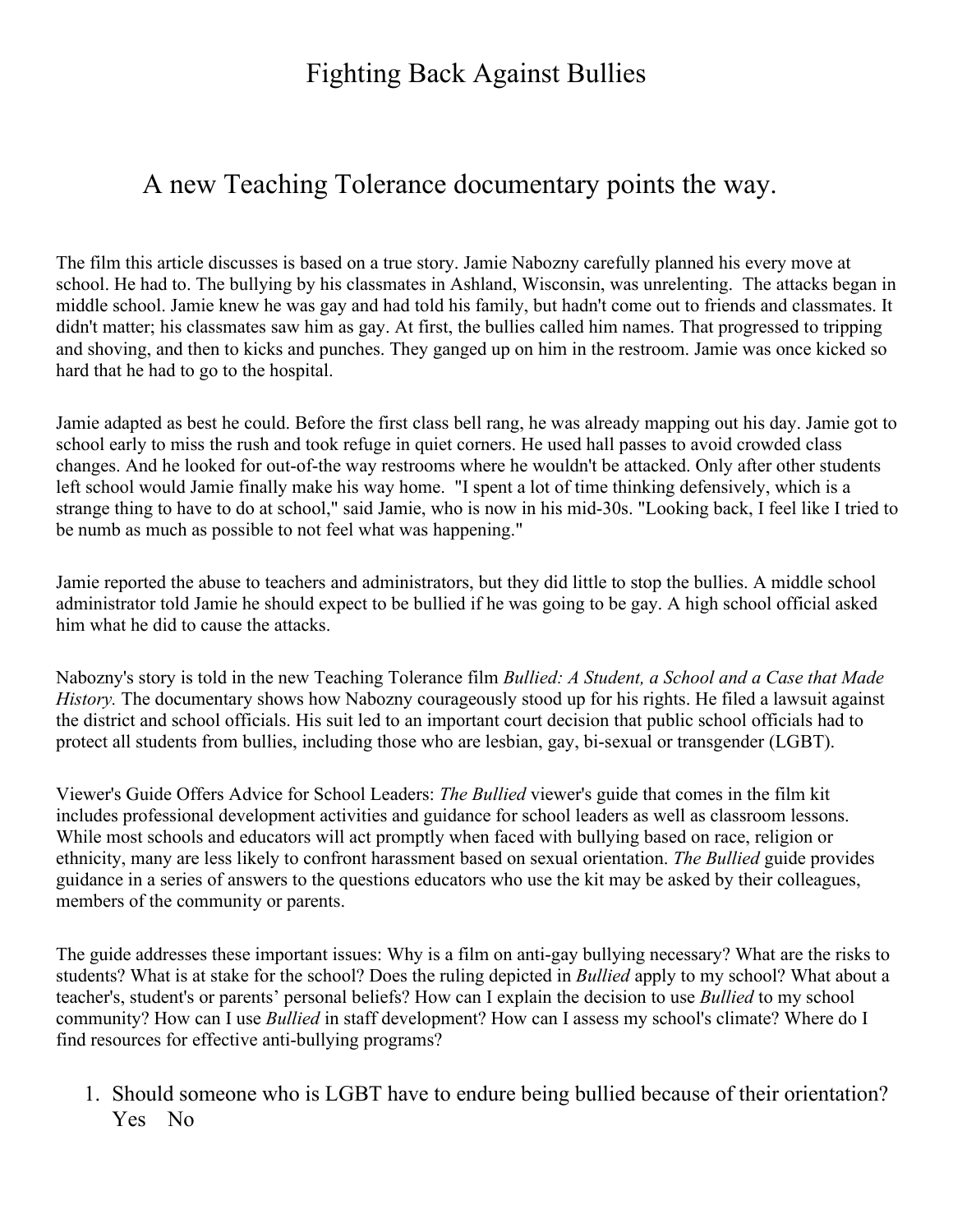# Fighting Back Against Bullies

## A new Teaching Tolerance documentary points the way.

The film this article discusses is based on a true story. Jamie Nabozny carefully planned his every move at school. He had to. The bullying by his classmates in Ashland, Wisconsin, was unrelenting. The attacks began in middle school. Jamie knew he was gay and had told his family, but hadn't come out to friends and classmates. It didn't matter; his classmates saw him as gay. At first, the bullies called him names. That progressed to tripping and shoving, and then to kicks and punches. They ganged up on him in the restroom. Jamie was once kicked so hard that he had to go to the hospital.

Jamie adapted as best he could. Before the first class bell rang, he was already mapping out his day. Jamie got to school early to miss the rush and took refuge in quiet corners. He used hall passes to avoid crowded class changes. And he looked for out-of-the way restrooms where he wouldn't be attacked. Only after other students left school would Jamie finally make his way home. "I spent a lot of time thinking defensively, which is a strange thing to have to do at school," said Jamie, who is now in his mid-30s. "Looking back, I feel like I tried to be numb as much as possible to not feel what was happening."

Jamie reported the abuse to teachers and administrators, but they did little to stop the bullies. A middle school administrator told Jamie he should expect to be bullied if he was going to be gay. A high school official asked him what he did to cause the attacks.

Nabozny's story is told in the new Teaching Tolerance film *Bullied: A Student, a School and a Case that Made History.* The documentary shows how Nabozny courageously stood up for his rights. He filed a lawsuit against the district and school officials. His suit led to an important court decision that public school officials had to protect all students from bullies, including those who are lesbian, gay, bi-sexual or transgender (LGBT).

Viewer's Guide Offers Advice for School Leaders: *The Bullied* viewer's guide that comes in the film kit includes professional development activities and guidance for school leaders as well as classroom lessons. While most schools and educators will act promptly when faced with bullying based on race, religion or ethnicity, many are less likely to confront harassment based on sexual orientation. *The Bullied* guide provides guidance in a series of answers to the questions educators who use the kit may be asked by their colleagues, members of the community or parents.

The guide addresses these important issues: Why is a film on anti-gay bullying necessary? What are the risks to students? What is at stake for the school? Does the ruling depicted in *Bullied* apply to my school? What about a teacher's, student's or parents' personal beliefs? How can I explain the decision to use *Bullied* to my school community? How can I use *Bullied* in staff development? How can I assess my school's climate? Where do I find resources for effective anti-bullying programs?

1. Should someone who is LGBT have to endure being bullied because of their orientation?
   Yes No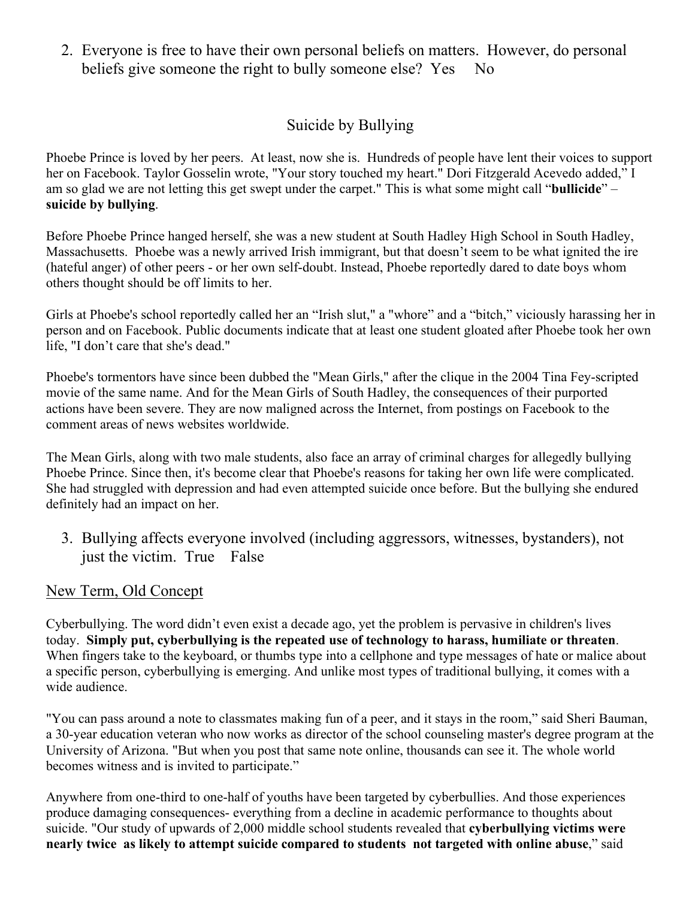2. Everyone is free to have their own personal beliefs on matters. However, do personal beliefs give someone the right to bully someone else? Yes No

## Suicide by Bullying

Phoebe Prince is loved by her peers. At least, now she is. Hundreds of people have lent their voices to support her on Facebook. Taylor Gosselin wrote, "Your story touched my heart." Dori Fitzgerald Acevedo added," I am so glad we are not letting this get swept under the carpet." This is what some might call "**bullicide**" – **suicide by bullying**.

Before Phoebe Prince hanged herself, she was a new student at South Hadley High School in South Hadley, Massachusetts. Phoebe was a newly arrived Irish immigrant, but that doesn't seem to be what ignited the ire (hateful anger) of other peers - or her own self-doubt. Instead, Phoebe reportedly dared to date boys whom others thought should be off limits to her.

Girls at Phoebe's school reportedly called her an "Irish slut," a "whore" and a "bitch," viciously harassing her in person and on Facebook. Public documents indicate that at least one student gloated after Phoebe took her own life, "I don't care that she's dead."

Phoebe's tormentors have since been dubbed the "Mean Girls," after the clique in the 2004 Tina Fey-scripted movie of the same name. And for the Mean Girls of South Hadley, the consequences of their purported actions have been severe. They are now maligned across the Internet, from postings on Facebook to the comment areas of news websites worldwide.

The Mean Girls, along with two male students, also face an array of criminal charges for allegedly bullying Phoebe Prince. Since then, it's become clear that Phoebe's reasons for taking her own life were complicated. She had struggled with depression and had even attempted suicide once before. But the bullying she endured definitely had an impact on her.

3. Bullying affects everyone involved (including aggressors, witnesses, bystanders), not just the victim. True False

## New Term, Old Concept

Cyberbullying. The word didn't even exist a decade ago, yet the problem is pervasive in children's lives today. **Simply put, cyberbullying is the repeated use of technology to harass, humiliate or threaten**. When fingers take to the keyboard, or thumbs type into a cellphone and type messages of hate or malice about a specific person, cyberbullying is emerging. And unlike most types of traditional bullying, it comes with a wide audience.

"You can pass around a note to classmates making fun of a peer, and it stays in the room," said Sheri Bauman, a 30-year education veteran who now works as director of the school counseling master's degree program at the University of Arizona. "But when you post that same note online, thousands can see it. The whole world becomes witness and is invited to participate."

Anywhere from one-third to one-half of youths have been targeted by cyberbullies. And those experiences produce damaging consequences- everything from a decline in academic performance to thoughts about suicide. "Our study of upwards of 2,000 middle school students revealed that **cyberbullying victims were nearly twice as likely to attempt suicide compared to students not targeted with online abuse**," said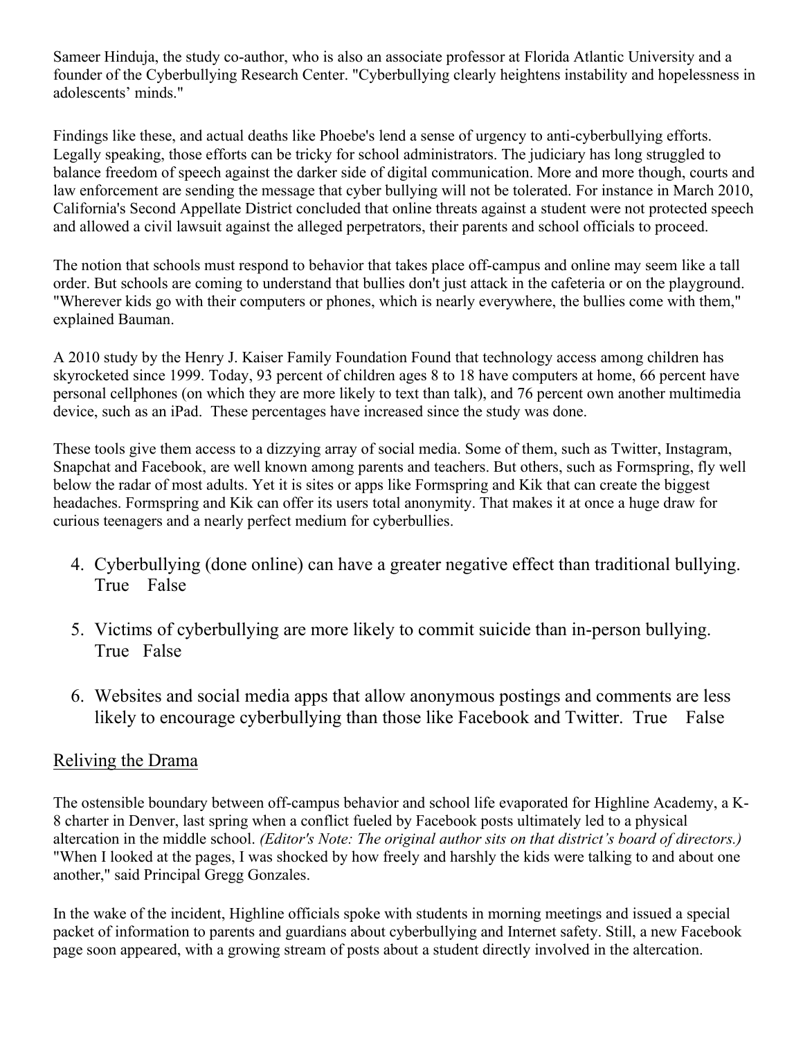Sameer Hinduja, the study co-author, who is also an associate professor at Florida Atlantic University and a founder of the Cyberbullying Research Center. "Cyberbullying clearly heightens instability and hopelessness in adolescents' minds."

Findings like these, and actual deaths like Phoebe's lend a sense of urgency to anti-cyberbullying efforts. Legally speaking, those efforts can be tricky for school administrators. The judiciary has long struggled to balance freedom of speech against the darker side of digital communication. More and more though, courts and law enforcement are sending the message that cyber bullying will not be tolerated. For instance in March 2010, California's Second Appellate District concluded that online threats against a student were not protected speech and allowed a civil lawsuit against the alleged perpetrators, their parents and school officials to proceed.

The notion that schools must respond to behavior that takes place off-campus and online may seem like a tall order. But schools are coming to understand that bullies don't just attack in the cafeteria or on the playground. "Wherever kids go with their computers or phones, which is nearly everywhere, the bullies come with them," explained Bauman.

A 2010 study by the Henry J. Kaiser Family Foundation Found that technology access among children has skyrocketed since 1999. Today, 93 percent of children ages 8 to 18 have computers at home, 66 percent have personal cellphones (on which they are more likely to text than talk), and 76 percent own another multimedia device, such as an iPad. These percentages have increased since the study was done.

These tools give them access to a dizzying array of social media. Some of them, such as Twitter, Instagram, Snapchat and Facebook, are well known among parents and teachers. But others, such as Formspring, fly well below the radar of most adults. Yet it is sites or apps like Formspring and Kik that can create the biggest headaches. Formspring and Kik can offer its users total anonymity. That makes it at once a huge draw for curious teenagers and a nearly perfect medium for cyberbullies.

4. Cyberbullying (done online) can have a greater negative effect than traditional bullying.
   True False

5. Victims of cyberbullying are more likely to commit suicide than in-person bullying.
   True False

6. Websites and social media apps that allow anonymous postings and comments are less likely to encourage cyberbullying than those like Facebook and Twitter. True False

## Reliving the Drama

The ostensible boundary between off-campus behavior and school life evaporated for Highline Academy, a K-8 charter in Denver, last spring when a conflict fueled by Facebook posts ultimately led to a physical altercation in the middle school. *(Editor's Note: The original author sits on that district's board of directors.)* "When I looked at the pages, I was shocked by how freely and harshly the kids were talking to and about one another," said Principal Gregg Gonzales.

In the wake of the incident, Highline officials spoke with students in morning meetings and issued a special packet of information to parents and guardians about cyberbullying and Internet safety. Still, a new Facebook page soon appeared, with a growing stream of posts about a student directly involved in the altercation.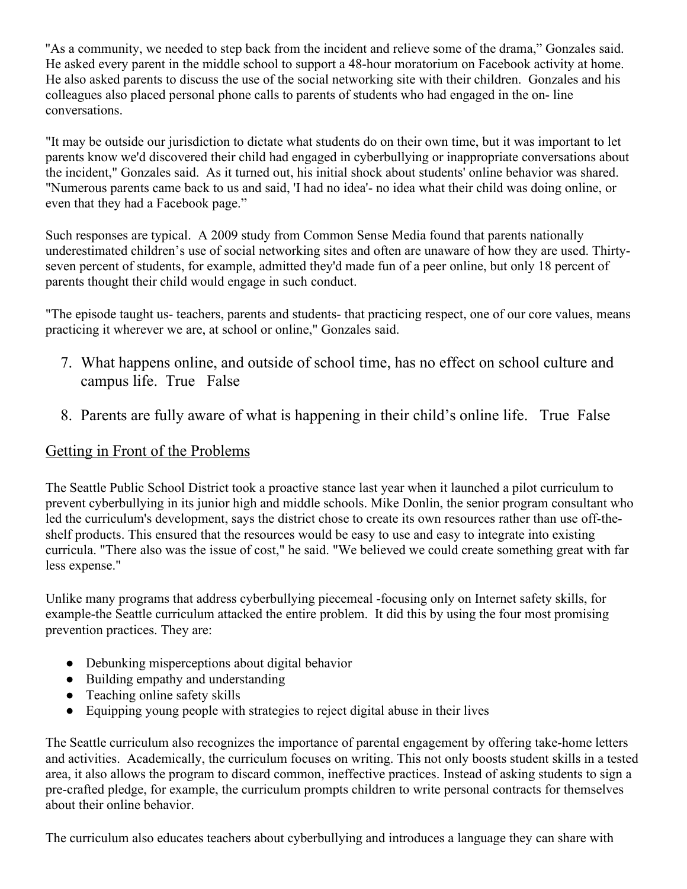"As a community, we needed to step back from the incident and relieve some of the drama," Gonzales said. He asked every parent in the middle school to support a 48-hour moratorium on Facebook activity at home. He also asked parents to discuss the use of the social networking site with their children. Gonzales and his colleagues also placed personal phone calls to parents of students who had engaged in the on- line conversations.

"It may be outside our jurisdiction to dictate what students do on their own time, but it was important to let parents know we'd discovered their child had engaged in cyberbullying or inappropriate conversations about the incident," Gonzales said. As it turned out, his initial shock about students' online behavior was shared. "Numerous parents came back to us and said, 'I had no idea'- no idea what their child was doing online, or even that they had a Facebook page."

Such responses are typical. A 2009 study from Common Sense Media found that parents nationally underestimated children's use of social networking sites and often are unaware of how they are used. Thirty-seven percent of students, for example, admitted they'd made fun of a peer online, but only 18 percent of parents thought their child would engage in such conduct.

"The episode taught us- teachers, parents and students- that practicing respect, one of our core values, means practicing it wherever we are, at school or online," Gonzales said.

7. What happens online, and outside of school time, has no effect on school culture and campus life. True False

8. Parents are fully aware of what is happening in their child's online life. True False

## Getting in Front of the Problems

The Seattle Public School District took a proactive stance last year when it launched a pilot curriculum to prevent cyberbullying in its junior high and middle schools. Mike Donlin, the senior program consultant who led the curriculum's development, says the district chose to create its own resources rather than use off-the-shelf products. This ensured that the resources would be easy to use and easy to integrate into existing curricula. "There also was the issue of cost," he said. "We believed we could create something great with far less expense."

Unlike many programs that address cyberbullying piecemeal -focusing only on Internet safety skills, for example-the Seattle curriculum attacked the entire problem. It did this by using the four most promising prevention practices. They are:

- Debunking misperceptions about digital behavior
- Building empathy and understanding
- Teaching online safety skills
- Equipping young people with strategies to reject digital abuse in their lives

The Seattle curriculum also recognizes the importance of parental engagement by offering take-home letters and activities. Academically, the curriculum focuses on writing. This not only boosts student skills in a tested area, it also allows the program to discard common, ineffective practices. Instead of asking students to sign a pre-crafted pledge, for example, the curriculum prompts children to write personal contracts for themselves about their online behavior.

The curriculum also educates teachers about cyberbullying and introduces a language they can share with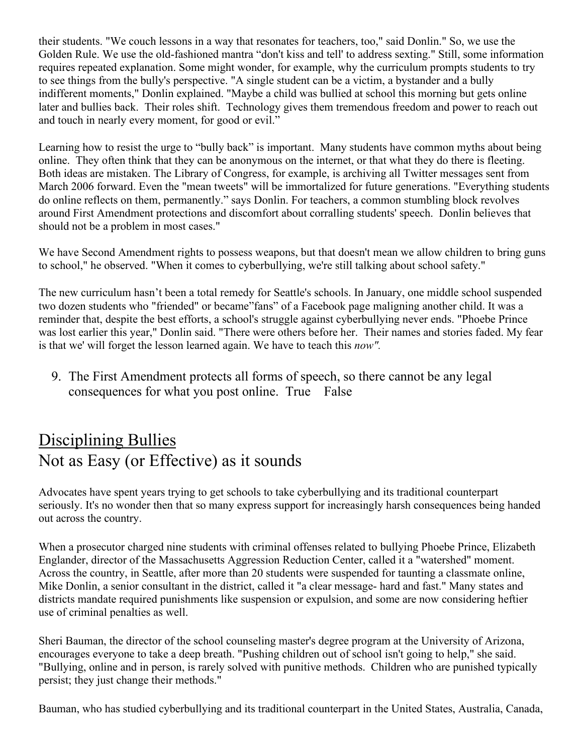their students. "We couch lessons in a way that resonates for teachers, too," said Donlin." So, we use the Golden Rule. We use the old-fashioned mantra "don't kiss and tell' to address sexting." Still, some information requires repeated explanation. Some might wonder, for example, why the curriculum prompts students to try to see things from the bully's perspective. "A single student can be a victim, a bystander and a bully indifferent moments," Donlin explained. "Maybe a child was bullied at school this morning but gets online later and bullies back. Their roles shift. Technology gives them tremendous freedom and power to reach out and touch in nearly every moment, for good or evil."

Learning how to resist the urge to "bully back" is important. Many students have common myths about being online. They often think that they can be anonymous on the internet, or that what they do there is fleeting. Both ideas are mistaken. The Library of Congress, for example, is archiving all Twitter messages sent from March 2006 forward. Even the "mean tweets" will be immortalized for future generations. "Everything students do online reflects on them, permanently." says Donlin. For teachers, a common stumbling block revolves around First Amendment protections and discomfort about corralling students' speech. Donlin believes that should not be a problem in most cases."

We have Second Amendment rights to possess weapons, but that doesn't mean we allow children to bring guns to school," he observed. "When it comes to cyberbullying, we're still talking about school safety."

The new curriculum hasn't been a total remedy for Seattle's schools. In January, one middle school suspended two dozen students who "friended" or became"fans" of a Facebook page maligning another child. It was a reminder that, despite the best efforts, a school's struggle against cyberbullying never ends. "Phoebe Prince was lost earlier this year," Donlin said. "There were others before her. Their names and stories faded. My fear is that we' will forget the lesson learned again. We have to teach this *now".*

9. The First Amendment protects all forms of speech, so there cannot be any legal consequences for what you post online. True False

## Disciplining Bullies
## Not as Easy (or Effective) as it sounds

Advocates have spent years trying to get schools to take cyberbullying and its traditional counterpart seriously. It's no wonder then that so many express support for increasingly harsh consequences being handed out across the country.

When a prosecutor charged nine students with criminal offenses related to bullying Phoebe Prince, Elizabeth Englander, director of the Massachusetts Aggression Reduction Center, called it a "watershed" moment. Across the country, in Seattle, after more than 20 students were suspended for taunting a classmate online, Mike Donlin, a senior consultant in the district, called it "a clear message- hard and fast." Many states and districts mandate required punishments like suspension or expulsion, and some are now considering heftier use of criminal penalties as well.

Sheri Bauman, the director of the school counseling master's degree program at the University of Arizona, encourages everyone to take a deep breath. "Pushing children out of school isn't going to help," she said. "Bullying, online and in person, is rarely solved with punitive methods. Children who are punished typically persist; they just change their methods."

Bauman, who has studied cyberbullying and its traditional counterpart in the United States, Australia, Canada,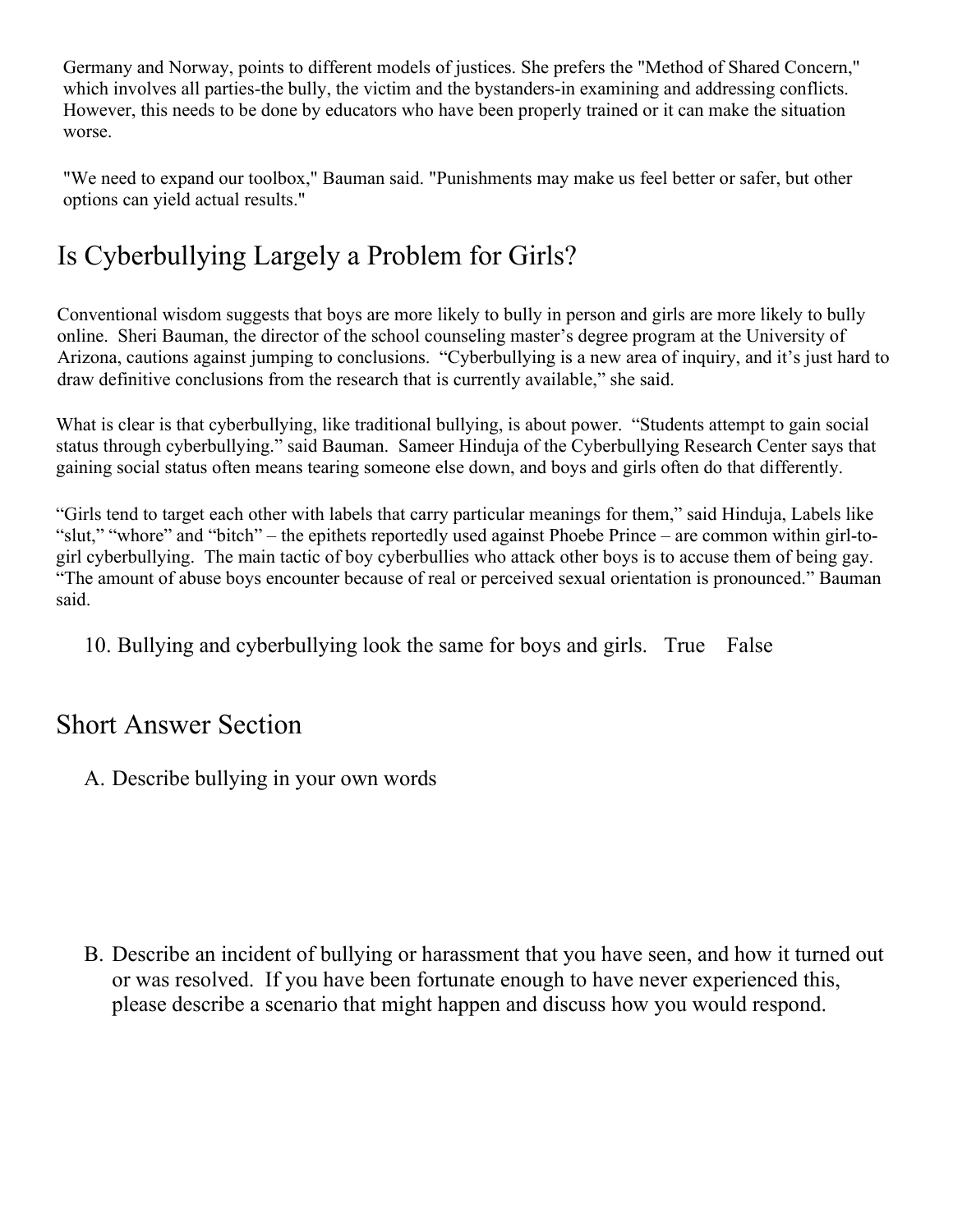Germany and Norway, points to different models of justices. She prefers the "Method of Shared Concern," which involves all parties-the bully, the victim and the bystanders-in examining and addressing conflicts. However, this needs to be done by educators who have been properly trained or it can make the situation worse.

"We need to expand our toolbox," Bauman said. "Punishments may make us feel better or safer, but other options can yield actual results."

## Is Cyberbullying Largely a Problem for Girls?

Conventional wisdom suggests that boys are more likely to bully in person and girls are more likely to bully online. Sheri Bauman, the director of the school counseling master's degree program at the University of Arizona, cautions against jumping to conclusions. "Cyberbullying is a new area of inquiry, and it's just hard to draw definitive conclusions from the research that is currently available," she said.

What is clear is that cyberbullying, like traditional bullying, is about power. "Students attempt to gain social status through cyberbullying." said Bauman. Sameer Hinduja of the Cyberbullying Research Center says that gaining social status often means tearing someone else down, and boys and girls often do that differently.

"Girls tend to target each other with labels that carry particular meanings for them," said Hinduja, Labels like "slut," "whore" and "bitch" – the epithets reportedly used against Phoebe Prince – are common within girl-to-girl cyberbullying. The main tactic of boy cyberbullies who attack other boys is to accuse them of being gay. "The amount of abuse boys encounter because of real or perceived sexual orientation is pronounced." Bauman said.

10. Bullying and cyberbullying look the same for boys and girls. True False

## Short Answer Section

A. Describe bullying in your own words

B. Describe an incident of bullying or harassment that you have seen, and how it turned out or was resolved. If you have been fortunate enough to have never experienced this, please describe a scenario that might happen and discuss how you would respond.